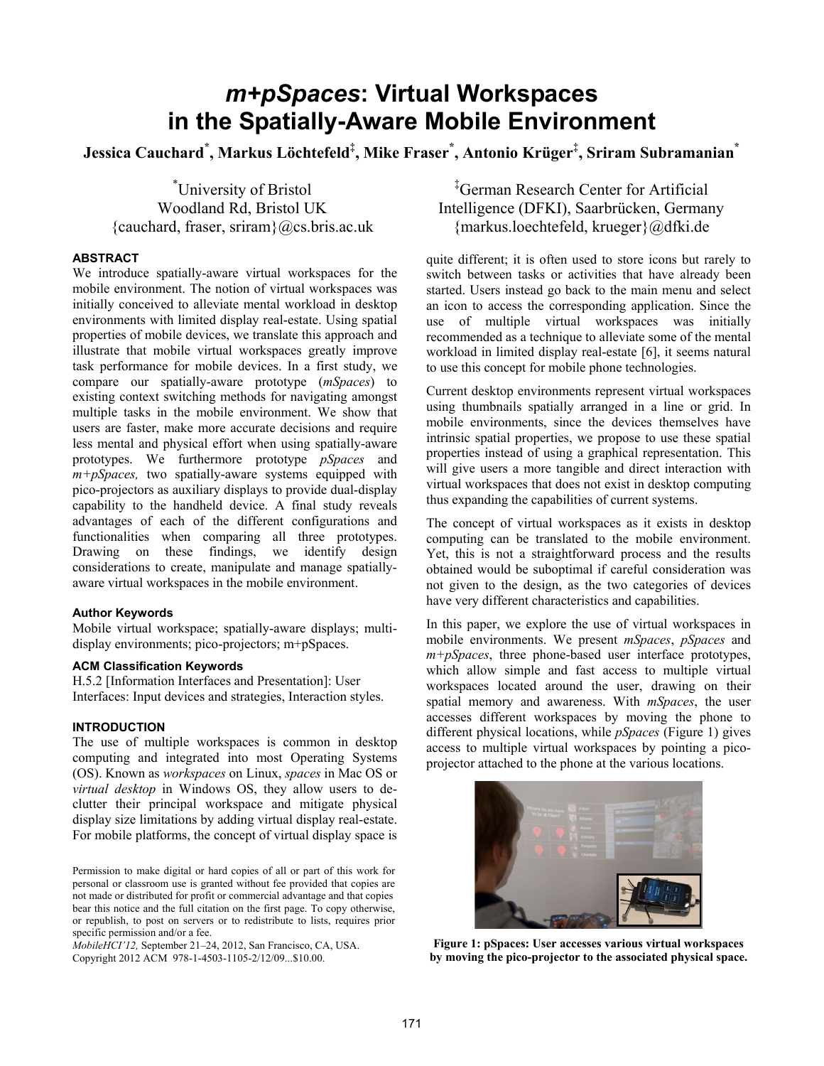# *m+pSpaces*: Virtual Workspaces in the Spatially-Aware Mobile Environment

**Jessica Cauchard[*], Markus Löchtefeld[‡], Mike Fraser[*], Antonio Krüger[‡], Sriram Subramanian[*]**

[*]University of Bristol
Woodland Rd, Bristol UK
{cauchard, fraser, sriram}@cs.bris.ac.uk

[‡]German Research Center for Artificial Intelligence (DFKI), Saarbrücken, Germany
{markus.loechtefeld, krueger}@dfki.de

### ABSTRACT

We introduce spatially-aware virtual workspaces for the mobile environment. The notion of virtual workspaces was initially conceived to alleviate mental workload in desktop environments with limited display real-estate. Using spatial properties of mobile devices, we translate this approach and illustrate that mobile virtual workspaces greatly improve task performance for mobile devices. In a first study, we compare our spatially-aware prototype (*mSpaces*) to existing context switching methods for navigating amongst multiple tasks in the mobile environment. We show that users are faster, make more accurate decisions and require less mental and physical effort when using spatially-aware prototypes. We furthermore prototype *pSpaces* and *m+pSpaces,* two spatially-aware systems equipped with pico-projectors as auxiliary displays to provide dual-display capability to the handheld device. A final study reveals advantages of each of the different configurations and functionalities when comparing all three prototypes. Drawing on these findings, we identify design considerations to create, manipulate and manage spatially-aware virtual workspaces in the mobile environment.

### Author Keywords

Mobile virtual workspace; spatially-aware displays; multi-display environments; pico-projectors; m+pSpaces.

### ACM Classification Keywords

H.5.2 [Information Interfaces and Presentation]: User Interfaces: Input devices and strategies, Interaction styles.

### INTRODUCTION

The use of multiple workspaces is common in desktop computing and integrated into most Operating Systems (OS). Known as *workspaces* on Linux, *spaces* in Mac OS or *virtual desktop* in Windows OS, they allow users to de-clutter their principal workspace and mitigate physical display size limitations by adding virtual display real-estate. For mobile platforms, the concept of virtual display space is quite different; it is often used to store icons but rarely to switch between tasks or activities that have already been started. Users instead go back to the main menu and select an icon to access the corresponding application. Since the use of multiple virtual workspaces was initially recommended as a technique to alleviate some of the mental workload in limited display real-estate [6], it seems natural to use this concept for mobile phone technologies.

Current desktop environments represent virtual workspaces using thumbnails spatially arranged in a line or grid. In mobile environments, since the devices themselves have intrinsic spatial properties, we propose to use these spatial properties instead of using a graphical representation. This will give users a more tangible and direct interaction with virtual workspaces that does not exist in desktop computing thus expanding the capabilities of current systems.

The concept of virtual workspaces as it exists in desktop computing can be translated to the mobile environment. Yet, this is not a straightforward process and the results obtained would be suboptimal if careful consideration was not given to the design, as the two categories of devices have very different characteristics and capabilities.

In this paper, we explore the use of virtual workspaces in mobile environments. We present *mSpaces*, *pSpaces* and *m+pSpaces*, three phone-based user interface prototypes, which allow simple and fast access to multiple virtual workspaces located around the user, drawing on their spatial memory and awareness. With *mSpaces*, the user accesses different workspaces by moving the phone to different physical locations, while *pSpaces* (Figure 1) gives access to multiple virtual workspaces by pointing a pico-projector attached to the phone at the various locations.

**Figure 1: pSpaces: User accesses various virtual workspaces by moving the pico-projector to the associated physical space.**

Permission to make digital or hard copies of all or part of this work for personal or classroom use is granted without fee provided that copies are not made or distributed for profit or commercial advantage and that copies bear this notice and the full citation on the first page. To copy otherwise, or republish, to post on servers or to redistribute to lists, requires prior specific permission and/or a fee.
*MobileHCI'12,* September 21–24, 2012, San Francisco, CA, USA.
Copyright 2012 ACM 978-1-4503-1105-2/12/09...$10.00.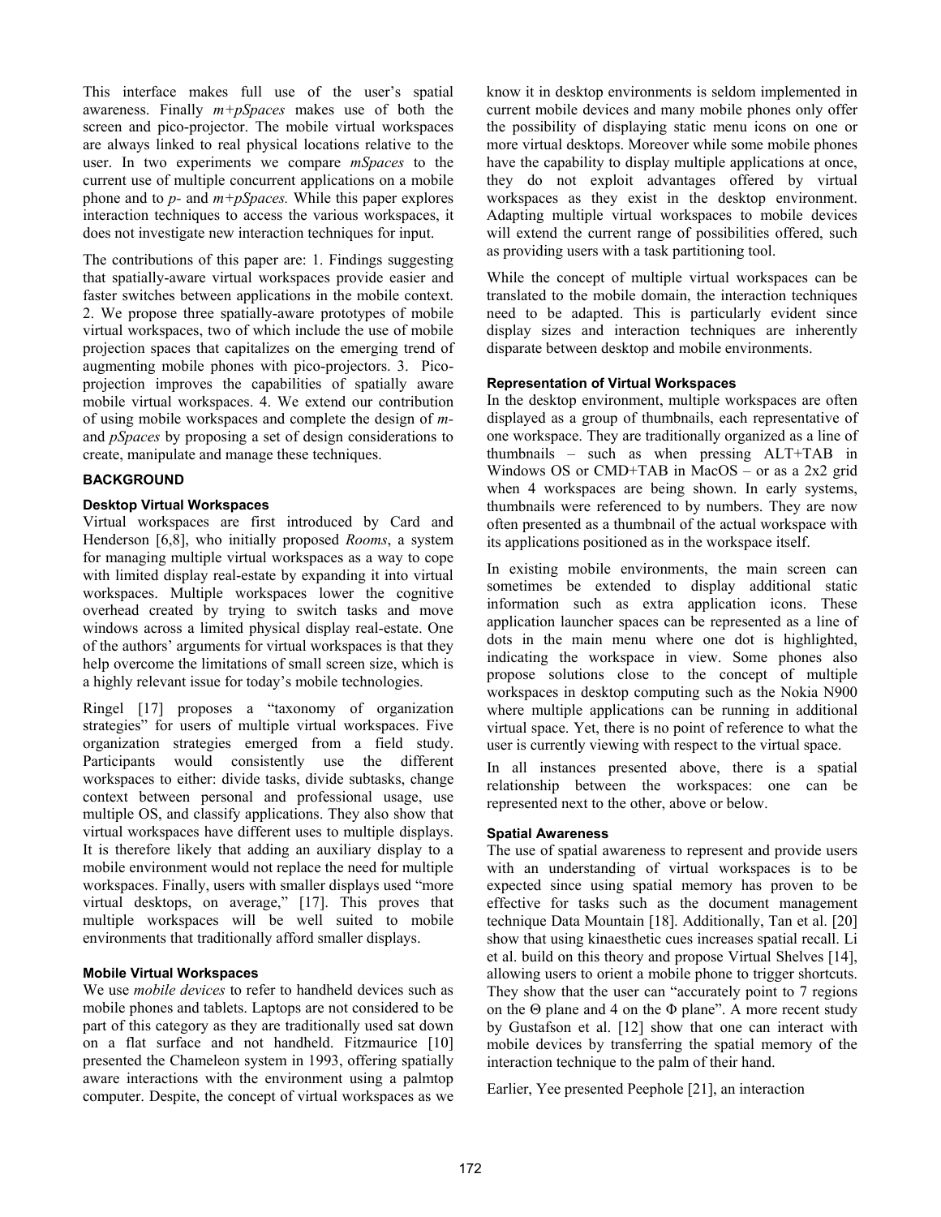This interface makes full use of the user's spatial awareness. Finally *m+pSpaces* makes use of both the screen and pico-projector. The mobile virtual workspaces are always linked to real physical locations relative to the user. In two experiments we compare *mSpaces* to the current use of multiple concurrent applications on a mobile phone and to *p-* and *m+pSpaces.* While this paper explores interaction techniques to access the various workspaces, it does not investigate new interaction techniques for input.

The contributions of this paper are: 1. Findings suggesting that spatially-aware virtual workspaces provide easier and faster switches between applications in the mobile context. 2. We propose three spatially-aware prototypes of mobile virtual workspaces, two of which include the use of mobile projection spaces that capitalizes on the emerging trend of augmenting mobile phones with pico-projectors. 3. Pico-projection improves the capabilities of spatially aware mobile virtual workspaces. 4. We extend our contribution of using mobile workspaces and complete the design of *m-* and *pSpaces* by proposing a set of design considerations to create, manipulate and manage these techniques.

## BACKGROUND

### Desktop Virtual Workspaces

Virtual workspaces are first introduced by Card and Henderson [6,8], who initially proposed *Rooms*, a system for managing multiple virtual workspaces as a way to cope with limited display real-estate by expanding it into virtual workspaces. Multiple workspaces lower the cognitive overhead created by trying to switch tasks and move windows across a limited physical display real-estate. One of the authors' arguments for virtual workspaces is that they help overcome the limitations of small screen size, which is a highly relevant issue for today's mobile technologies.

Ringel [17] proposes a "taxonomy of organization strategies" for users of multiple virtual workspaces. Five organization strategies emerged from a field study. Participants would consistently use the different workspaces to either: divide tasks, divide subtasks, change context between personal and professional usage, use multiple OS, and classify applications. They also show that virtual workspaces have different uses to multiple displays. It is therefore likely that adding an auxiliary display to a mobile environment would not replace the need for multiple workspaces. Finally, users with smaller displays used "more virtual desktops, on average," [17]. This proves that multiple workspaces will be well suited to mobile environments that traditionally afford smaller displays.

### Mobile Virtual Workspaces

We use *mobile devices* to refer to handheld devices such as mobile phones and tablets. Laptops are not considered to be part of this category as they are traditionally used sat down on a flat surface and not handheld. Fitzmaurice [10] presented the Chameleon system in 1993, offering spatially aware interactions with the environment using a palmtop computer. Despite, the concept of virtual workspaces as we know it in desktop environments is seldom implemented in current mobile devices and many mobile phones only offer the possibility of displaying static menu icons on one or more virtual desktops. Moreover while some mobile phones have the capability to display multiple applications at once, they do not exploit advantages offered by virtual workspaces as they exist in the desktop environment. Adapting multiple virtual workspaces to mobile devices will extend the current range of possibilities offered, such as providing users with a task partitioning tool.

While the concept of multiple virtual workspaces can be translated to the mobile domain, the interaction techniques need to be adapted. This is particularly evident since display sizes and interaction techniques are inherently disparate between desktop and mobile environments.

### Representation of Virtual Workspaces

In the desktop environment, multiple workspaces are often displayed as a group of thumbnails, each representative of one workspace. They are traditionally organized as a line of thumbnails – such as when pressing ALT+TAB in Windows OS or CMD+TAB in MacOS – or as a 2x2 grid when 4 workspaces are being shown. In early systems, thumbnails were referenced to by numbers. They are now often presented as a thumbnail of the actual workspace with its applications positioned as in the workspace itself.

In existing mobile environments, the main screen can sometimes be extended to display additional static information such as extra application icons. These application launcher spaces can be represented as a line of dots in the main menu where one dot is highlighted, indicating the workspace in view. Some phones also propose solutions close to the concept of multiple workspaces in desktop computing such as the Nokia N900 where multiple applications can be running in additional virtual space. Yet, there is no point of reference to what the user is currently viewing with respect to the virtual space.

In all instances presented above, there is a spatial relationship between the workspaces: one can be represented next to the other, above or below.

### Spatial Awareness

The use of spatial awareness to represent and provide users with an understanding of virtual workspaces is to be expected since using spatial memory has proven to be effective for tasks such as the document management technique Data Mountain [18]. Additionally, Tan et al. [20] show that using kinaesthetic cues increases spatial recall. Li et al. build on this theory and propose Virtual Shelves [14], allowing users to orient a mobile phone to trigger shortcuts. They show that the user can "accurately point to 7 regions on the $\Theta$ plane and 4 on the $\Phi$ plane". A more recent study by Gustafson et al. [12] show that one can interact with mobile devices by transferring the spatial memory of the interaction technique to the palm of their hand.

Earlier, Yee presented Peephole [21], an interaction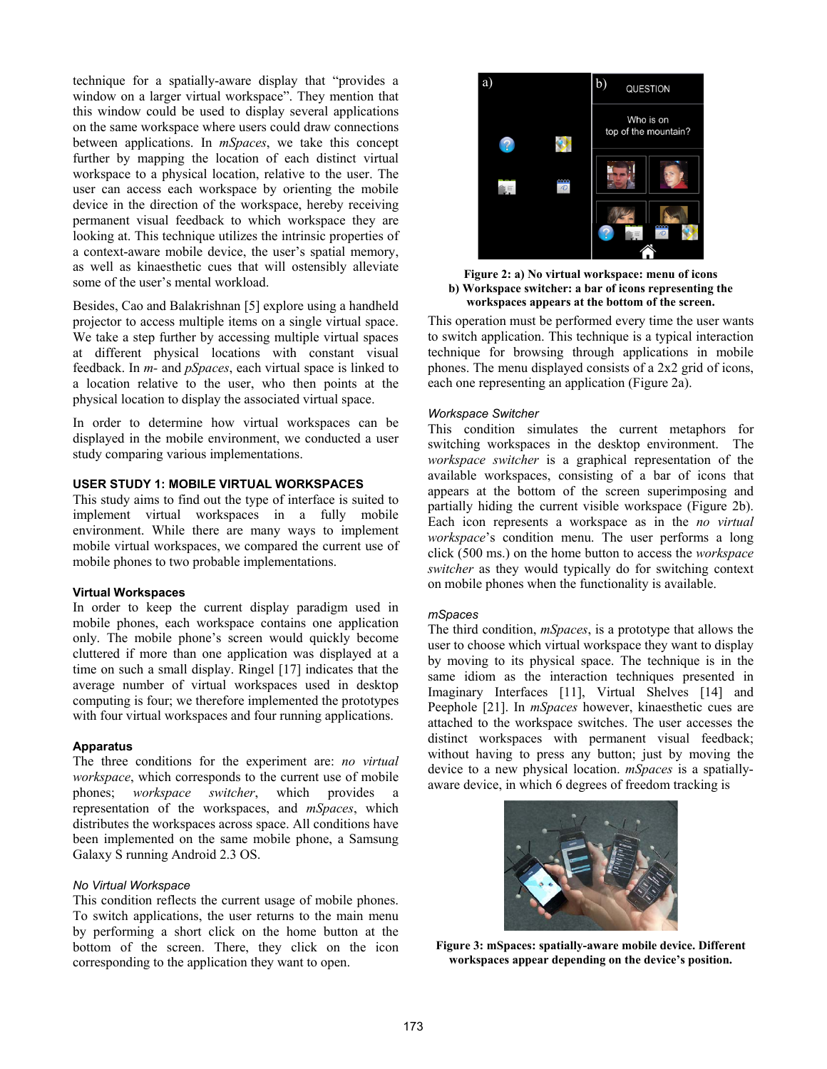technique for a spatially-aware display that "provides a window on a larger virtual workspace". They mention that this window could be used to display several applications on the same workspace where users could draw connections between applications. In *mSpaces*, we take this concept further by mapping the location of each distinct virtual workspace to a physical location, relative to the user. The user can access each workspace by orienting the mobile device in the direction of the workspace, hereby receiving permanent visual feedback to which workspace they are looking at. This technique utilizes the intrinsic properties of a context-aware mobile device, the user's spatial memory, as well as kinaesthetic cues that will ostensibly alleviate some of the user's mental workload.

Besides, Cao and Balakrishnan [5] explore using a handheld projector to access multiple items on a single virtual space. We take a step further by accessing multiple virtual spaces at different physical locations with constant visual feedback. In *m-* and *pSpaces*, each virtual space is linked to a location relative to the user, who then points at the physical location to display the associated virtual space.

In order to determine how virtual workspaces can be displayed in the mobile environment, we conducted a user study comparing various implementations.

## USER STUDY 1: MOBILE VIRTUAL WORKSPACES

This study aims to find out the type of interface is suited to implement virtual workspaces in a fully mobile environment. While there are many ways to implement mobile virtual workspaces, we compared the current use of mobile phones to two probable implementations.

### Virtual Workspaces

In order to keep the current display paradigm used in mobile phones, each workspace contains one application only. The mobile phone's screen would quickly become cluttered if more than one application was displayed at a time on such a small display. Ringel [17] indicates that the average number of virtual workspaces used in desktop computing is four; we therefore implemented the prototypes with four virtual workspaces and four running applications.

### Apparatus

The three conditions for the experiment are: *no virtual workspace*, which corresponds to the current use of mobile phones; *workspace switcher*, which provides a representation of the workspaces, and *mSpaces*, which distributes the workspaces across space. All conditions have been implemented on the same mobile phone, a Samsung Galaxy S running Android 2.3 OS.

#### *No Virtual Workspace*

This condition reflects the current usage of mobile phones. To switch applications, the user returns to the main menu by performing a short click on the home button at the bottom of the screen. There, they click on the icon corresponding to the application they want to open.

**Figure 2: a) No virtual workspace: menu of icons b) Workspace switcher: a bar of icons representing the workspaces appears at the bottom of the screen.**

This operation must be performed every time the user wants to switch application. This technique is a typical interaction technique for browsing through applications in mobile phones. The menu displayed consists of a 2x2 grid of icons, each one representing an application (Figure 2a).

#### *Workspace Switcher*

This condition simulates the current metaphors for switching workspaces in the desktop environment. The *workspace switcher* is a graphical representation of the available workspaces, consisting of a bar of icons that appears at the bottom of the screen superimposing and partially hiding the current visible workspace (Figure 2b). Each icon represents a workspace as in the *no virtual workspace*'s condition menu. The user performs a long click (500 ms.) on the home button to access the *workspace switcher* as they would typically do for switching context on mobile phones when the functionality is available.

#### *mSpaces*

The third condition, *mSpaces*, is a prototype that allows the user to choose which virtual workspace they want to display by moving to its physical space. The technique is in the same idiom as the interaction techniques presented in Imaginary Interfaces [11], Virtual Shelves [14] and Peephole [21]. In *mSpaces* however, kinaesthetic cues are attached to the workspace switches. The user accesses the distinct workspaces with permanent visual feedback; without having to press any button; just by moving the device to a new physical location. *mSpaces* is a spatially-aware device, in which 6 degrees of freedom tracking is

**Figure 3: mSpaces: spatially-aware mobile device. Different workspaces appear depending on the device's position.**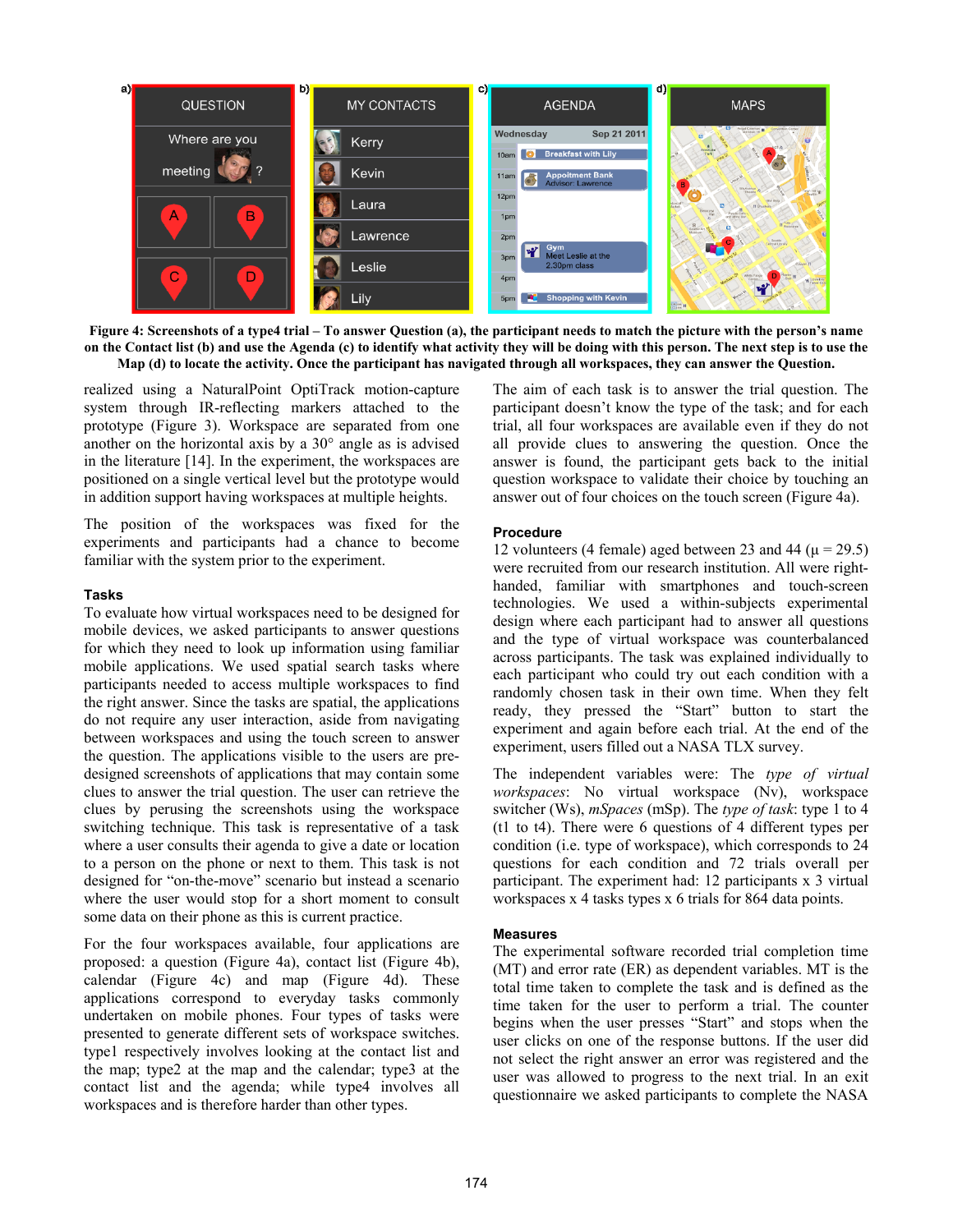**Figure 4: Screenshots of a type4 trial – To answer Question (a), the participant needs to match the picture with the person's name on the Contact list (b) and use the Agenda (c) to identify what activity they will be doing with this person. The next step is to use the Map (d) to locate the activity. Once the participant has navigated through all workspaces, they can answer the Question.**

realized using a NaturalPoint OptiTrack motion-capture system through IR-reflecting markers attached to the prototype (Figure 3). Workspace are separated from one another on the horizontal axis by a 30° angle as is advised in the literature [14]. In the experiment, the workspaces are positioned on a single vertical level but the prototype would in addition support having workspaces at multiple heights.

The position of the workspaces was fixed for the experiments and participants had a chance to become familiar with the system prior to the experiment.

### Tasks

To evaluate how virtual workspaces need to be designed for mobile devices, we asked participants to answer questions for which they need to look up information using familiar mobile applications. We used spatial search tasks where participants needed to access multiple workspaces to find the right answer. Since the tasks are spatial, the applications do not require any user interaction, aside from navigating between workspaces and using the touch screen to answer the question. The applications visible to the users are pre-designed screenshots of applications that may contain some clues to answer the trial question. The user can retrieve the clues by perusing the screenshots using the workspace switching technique. This task is representative of a task where a user consults their agenda to give a date or location to a person on the phone or next to them. This task is not designed for "on-the-move" scenario but instead a scenario where the user would stop for a short moment to consult some data on their phone as this is current practice.

For the four workspaces available, four applications are proposed: a question (Figure 4a), contact list (Figure 4b), calendar (Figure 4c) and map (Figure 4d). These applications correspond to everyday tasks commonly undertaken on mobile phones. Four types of tasks were presented to generate different sets of workspace switches. type1 respectively involves looking at the contact list and the map; type2 at the map and the calendar; type3 at the contact list and the agenda; while type4 involves all workspaces and is therefore harder than other types.

The aim of each task is to answer the trial question. The participant doesn't know the type of the task; and for each trial, all four workspaces are available even if they do not all provide clues to answering the question. Once the answer is found, the participant gets back to the initial question workspace to validate their choice by touching an answer out of four choices on the touch screen (Figure 4a).

### Procedure

12 volunteers (4 female) aged between 23 and 44 ($\mu = 29.5$) were recruited from our research institution. All were right-handed, familiar with smartphones and touch-screen technologies. We used a within-subjects experimental design where each participant had to answer all questions and the type of virtual workspace was counterbalanced across participants. The task was explained individually to each participant who could try out each condition with a randomly chosen task in their own time. When they felt ready, they pressed the "Start" button to start the experiment and again before each trial. At the end of the experiment, users filled out a NASA TLX survey.

The independent variables were: The *type of virtual workspaces*: No virtual workspace (Nv), workspace switcher (Ws), *mSpaces* (mSp). The *type of task*: type 1 to 4 (t1 to t4). There were 6 questions of 4 different types per condition (i.e. type of workspace), which corresponds to 24 questions for each condition and 72 trials overall per participant. The experiment had: 12 participants x 3 virtual workspaces x 4 tasks types x 6 trials for 864 data points.

### Measures

The experimental software recorded trial completion time (MT) and error rate (ER) as dependent variables. MT is the total time taken to complete the task and is defined as the time taken for the user to perform a trial. The counter begins when the user presses "Start" and stops when the user clicks on one of the response buttons. If the user did not select the right answer an error was registered and the user was allowed to progress to the next trial. In an exit questionnaire we asked participants to complete the NASA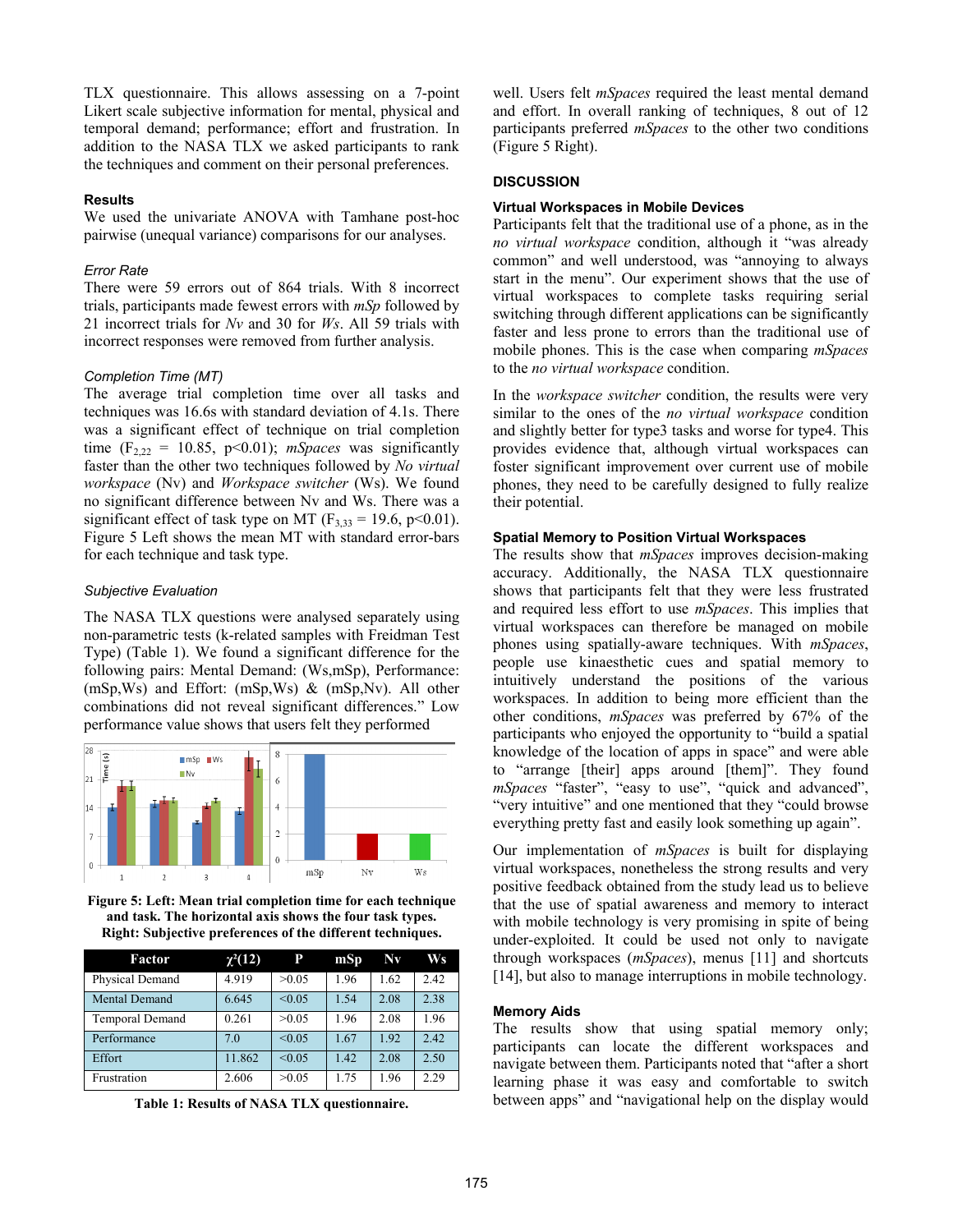TLX questionnaire. This allows assessing on a 7-point Likert scale subjective information for mental, physical and temporal demand; performance; effort and frustration. In addition to the NASA TLX we asked participants to rank the techniques and comment on their personal preferences.

### Results

We used the univariate ANOVA with Tamhane post-hoc pairwise (unequal variance) comparisons for our analyses.

#### *Error Rate*

There were 59 errors out of 864 trials. With 8 incorrect trials, participants made fewest errors with *mSp* followed by 21 incorrect trials for *Nv* and 30 for *Ws*. All 59 trials with incorrect responses were removed from further analysis.

#### *Completion Time (MT)*

The average trial completion time over all tasks and techniques was 16.6s with standard deviation of 4.1s. There was a significant effect of technique on trial completion time ($F_{2,22}$ = 10.85, $p<0.01$); *mSpaces* was significantly faster than the other two techniques followed by *No virtual workspace* (Nv) and *Workspace switcher* (Ws). We found no significant difference between Nv and Ws. There was a significant effect of task type on MT ($F_{3,33}$ = 19.6, $p<0.01$). Figure 5 Left shows the mean MT with standard error-bars for each technique and task type.

#### *Subjective Evaluation*

The NASA TLX questions were analysed separately using non-parametric tests (k-related samples with Freidman Test Type) (Table 1). We found a significant difference for the following pairs: Mental Demand: (Ws,mSp), Performance: (mSp,Ws) and Effort: (mSp,Ws) & (mSp,Nv). All other combinations did not reveal significant differences." Low performance value shows that users felt they performed well. Users felt *mSpaces* required the least mental demand and effort. In overall ranking of techniques, 8 out of 12 participants preferred *mSpaces* to the other two conditions (Figure 5 Right).

**Figure 5: Left: Mean trial completion time for each technique and task. The horizontal axis shows the four task types. Right: Subjective preferences of the different techniques.**

| Factor | $\chi^2(12)$ | P | mSp | Nv | Ws |
|---|---|---|---|---|---|
| Physical Demand | 4.919 | >0.05 | 1.96 | 1.62 | 2.42 |
| Mental Demand | 6.645 | <0.05 | 1.54 | 2.08 | 2.38 |
| Temporal Demand | 0.261 | >0.05 | 1.96 | 2.08 | 1.96 |
| Performance | 7.0 | <0.05 | 1.67 | 1.92 | 2.42 |
| Effort | 11.862 | <0.05 | 1.42 | 2.08 | 2.50 |
| Frustration | 2.606 | >0.05 | 1.75 | 1.96 | 2.29 |

**Table 1: Results of NASA TLX questionnaire.**

## DISCUSSION

### Virtual Workspaces in Mobile Devices

Participants felt that the traditional use of a phone, as in the *no virtual workspace* condition, although it "was already common" and well understood, was "annoying to always start in the menu". Our experiment shows that the use of virtual workspaces to complete tasks requiring serial switching through different applications can be significantly faster and less prone to errors than the traditional use of mobile phones. This is the case when comparing *mSpaces* to the *no virtual workspace* condition.

In the *workspace switcher* condition, the results were very similar to the ones of the *no virtual workspace* condition and slightly better for type3 tasks and worse for type4. This provides evidence that, although virtual workspaces can foster significant improvement over current use of mobile phones, they need to be carefully designed to fully realize their potential.

### Spatial Memory to Position Virtual Workspaces

The results show that *mSpaces* improves decision-making accuracy. Additionally, the NASA TLX questionnaire shows that participants felt that they were less frustrated and required less effort to use *mSpaces*. This implies that virtual workspaces can therefore be managed on mobile phones using spatially-aware techniques. With *mSpaces*, people use kinaesthetic cues and spatial memory to intuitively understand the positions of the various workspaces. In addition to being more efficient than the other conditions, *mSpaces* was preferred by 67% of the participants who enjoyed the opportunity to "build a spatial knowledge of the location of apps in space" and were able to "arrange [their] apps around [them]". They found *mSpaces* "faster", "easy to use", "quick and advanced", "very intuitive" and one mentioned that they "could browse everything pretty fast and easily look something up again".

Our implementation of *mSpaces* is built for displaying virtual workspaces, nonetheless the strong results and very positive feedback obtained from the study lead us to believe that the use of spatial awareness and memory to interact with mobile technology is very promising in spite of being under-exploited. It could be used not only to navigate through workspaces (*mSpaces*), menus [11] and shortcuts [14], but also to manage interruptions in mobile technology.

### Memory Aids

The results show that using spatial memory only; participants can locate the different workspaces and navigate between them. Participants noted that "after a short learning phase it was easy and comfortable to switch between apps" and "navigational help on the display would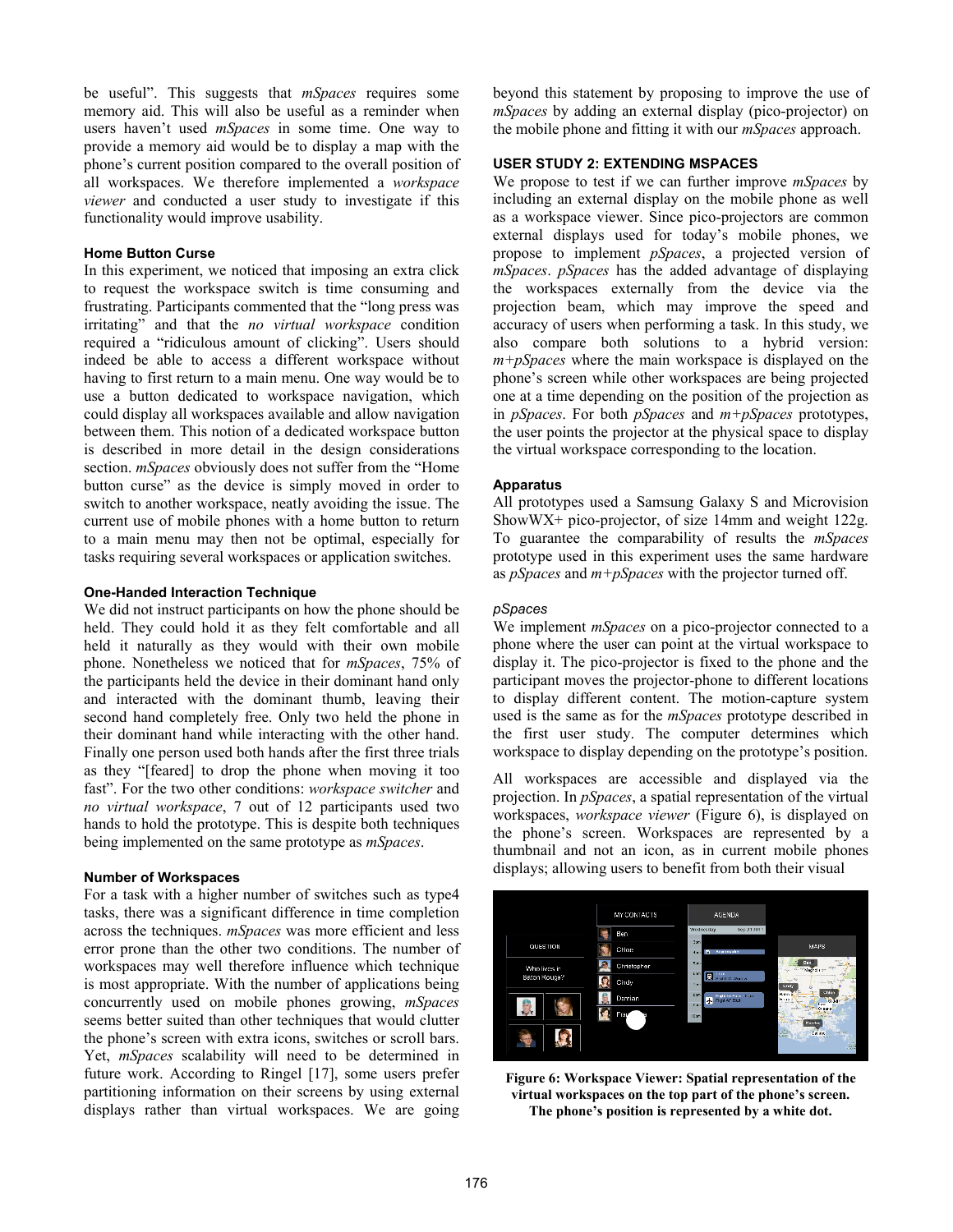be useful". This suggests that *mSpaces* requires some memory aid. This will also be useful as a reminder when users haven't used *mSpaces* in some time. One way to provide a memory aid would be to display a map with the phone's current position compared to the overall position of all workspaces. We therefore implemented a *workspace viewer* and conducted a user study to investigate if this functionality would improve usability.

### Home Button Curse

In this experiment, we noticed that imposing an extra click to request the workspace switch is time consuming and frustrating. Participants commented that the "long press was irritating" and that the *no virtual workspace* condition required a "ridiculous amount of clicking". Users should indeed be able to access a different workspace without having to first return to a main menu. One way would be to use a button dedicated to workspace navigation, which could display all workspaces available and allow navigation between them. This notion of a dedicated workspace button is described in more detail in the design considerations section. *mSpaces* obviously does not suffer from the "Home button curse" as the device is simply moved in order to switch to another workspace, neatly avoiding the issue. The current use of mobile phones with a home button to return to a main menu may then not be optimal, especially for tasks requiring several workspaces or application switches.

### One-Handed Interaction Technique

We did not instruct participants on how the phone should be held. They could hold it as they felt comfortable and all held it naturally as they would with their own mobile phone. Nonetheless we noticed that for *mSpaces*, 75% of the participants held the device in their dominant hand only and interacted with the dominant thumb, leaving their second hand completely free. Only two held the phone in their dominant hand while interacting with the other hand. Finally one person used both hands after the first three trials as they "[feared] to drop the phone when moving it too fast". For the two other conditions: *workspace switcher* and *no virtual workspace*, 7 out of 12 participants used two hands to hold the prototype. This is despite both techniques being implemented on the same prototype as *mSpaces*.

### Number of Workspaces

For a task with a higher number of switches such as type4 tasks, there was a significant difference in time completion across the techniques. *mSpaces* was more efficient and less error prone than the other two conditions. The number of workspaces may well therefore influence which technique is most appropriate. With the number of applications being concurrently used on mobile phones growing, *mSpaces* seems better suited than other techniques that would clutter the phone's screen with extra icons, switches or scroll bars. Yet, *mSpaces* scalability will need to be determined in future work. According to Ringel [17], some users prefer partitioning information on their screens by using external displays rather than virtual workspaces. We are going beyond this statement by proposing to improve the use of *mSpaces* by adding an external display (pico-projector) on the mobile phone and fitting it with our *mSpaces* approach.

## USER STUDY 2: EXTENDING MSPACES

We propose to test if we can further improve *mSpaces* by including an external display on the mobile phone as well as a workspace viewer. Since pico-projectors are common external displays used for today's mobile phones, we propose to implement *pSpaces*, a projected version of *mSpaces*. *pSpaces* has the added advantage of displaying the workspaces externally from the device via the projection beam, which may improve the speed and accuracy of users when performing a task. In this study, we also compare both solutions to a hybrid version: *m+pSpaces* where the main workspace is displayed on the phone's screen while other workspaces are being projected one at a time depending on the position of the projection as in *pSpaces*. For both *pSpaces* and *m+pSpaces* prototypes, the user points the projector at the physical space to display the virtual workspace corresponding to the location.

### Apparatus

All prototypes used a Samsung Galaxy S and Microvision ShowWX+ pico-projector, of size 14mm and weight 122g. To guarantee the comparability of results the *mSpaces* prototype used in this experiment uses the same hardware as *pSpaces* and *m+pSpaces* with the projector turned off.

#### *pSpaces*

We implement *mSpaces* on a pico-projector connected to a phone where the user can point at the virtual workspace to display it. The pico-projector is fixed to the phone and the participant moves the projector-phone to different locations to display different content. The motion-capture system used is the same as for the *mSpaces* prototype described in the first user study. The computer determines which workspace to display depending on the prototype's position.

All workspaces are accessible and displayed via the projection. In *pSpaces*, a spatial representation of the virtual workspaces, *workspace viewer* (Figure 6), is displayed on the phone's screen. Workspaces are represented by a thumbnail and not an icon, as in current mobile phones displays; allowing users to benefit from both their visual

**Figure 6: Workspace Viewer: Spatial representation of the virtual workspaces on the top part of the phone's screen. The phone's position is represented by a white dot.**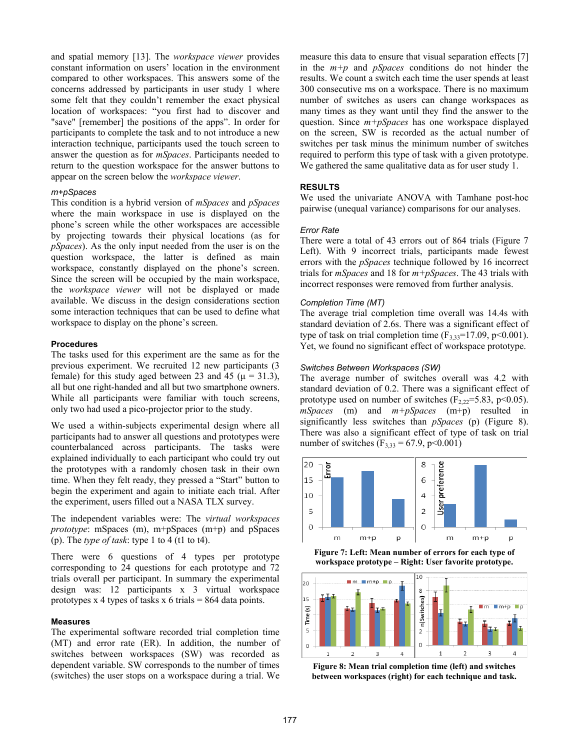and spatial memory [13]. The *workspace viewer* provides constant information on users' location in the environment compared to other workspaces. This answers some of the concerns addressed by participants in user study 1 where some felt that they couldn't remember the exact physical location of workspaces: "you first had to discover and "save" [remember] the positions of the apps". In order for participants to complete the task and to not introduce a new interaction technique, participants used the touch screen to answer the question as for *mSpaces*. Participants needed to return to the question workspace for the answer buttons to appear on the screen below the *workspace viewer*.

*m+pSpaces*

This condition is a hybrid version of *mSpaces* and *pSpaces* where the main workspace in use is displayed on the phone's screen while the other workspaces are accessible by projecting towards their physical locations (as for *pSpaces*). As the only input needed from the user is on the question workspace, the latter is defined as main workspace, constantly displayed on the phone's screen. Since the screen will be occupied by the main workspace, the *workspace viewer* will not be displayed or made available. We discuss in the design considerations section some interaction techniques that can be used to define what workspace to display on the phone's screen.

**Procedures**

The tasks used for this experiment are the same as for the previous experiment. We recruited 12 new participants (3 female) for this study aged between 23 and 45 ($\mu$ = 31.3), all but one right-handed and all but two smartphone owners. While all participants were familiar with touch screens, only two had used a pico-projector prior to the study.

We used a within-subjects experimental design where all participants had to answer all questions and prototypes were counterbalanced across participants. The tasks were explained individually to each participant who could try out the prototypes with a randomly chosen task in their own time. When they felt ready, they pressed a "Start" button to begin the experiment and again to initiate each trial. After the experiment, users filled out a NASA TLX survey.

The independent variables were: The *virtual workspaces prototype*: mSpaces (m), m+pSpaces (m+p) and pSpaces (p). The *type of task*: type 1 to 4 (t1 to t4).

There were 6 questions of 4 types per prototype corresponding to 24 questions for each prototype and 72 trials overall per participant. In summary the experimental design was: 12 participants x 3 virtual workspace prototypes x 4 types of tasks x 6 trials = 864 data points.

**Measures**

The experimental software recorded trial completion time (MT) and error rate (ER). In addition, the number of switches between workspaces (SW) was recorded as dependent variable. SW corresponds to the number of times (switches) the user stops on a workspace during a trial. We measure this data to ensure that visual separation effects [7] in the *m+p* and *pSpaces* conditions do not hinder the results. We count a switch each time the user spends at least 300 consecutive ms on a workspace. There is no maximum number of switches as users can change workspaces as many times as they want until they find the answer to the question. Since *m+pSpaces* has one workspace displayed on the screen, SW is recorded as the actual number of switches per task minus the minimum number of switches required to perform this type of task with a given prototype. We gathered the same qualitative data as for user study 1.

**RESULTS**

We used the univariate ANOVA with Tamhane post-hoc pairwise (unequal variance) comparisons for our analyses.

*Error Rate*

There were a total of 43 errors out of 864 trials (Figure 7 Left). With 9 incorrect trials, participants made fewest errors with the *pSpaces* technique followed by 16 incorrect trials for *mSpaces* and 18 for *m+pSpaces*. The 43 trials with incorrect responses were removed from further analysis.

*Completion Time (MT)*

The average trial completion time overall was 14.4s with standard deviation of 2.6s. There was a significant effect of type of task on trial completion time ($F_{3,33}$=17.09, $p$<0.001). Yet, we found no significant effect of workspace prototype.

*Switches Between Workspaces (SW)*

The average number of switches overall was 4.2 with standard deviation of 0.2. There was a significant effect of prototype used on number of switches ($F_{2,22}$=5.83, $p$<0.05). *mSpaces* (m) and *m+pSpaces* (m+p) resulted in significantly less switches than *pSpaces* (p) (Figure 8). There was also a significant effect of type of task on trial number of switches ($F_{3,33}$ = 67.9, $p$<0.001)

**Figure 7: Left: Mean number of errors for each type of workspace prototype – Right: User favorite prototype.**

**Figure 8: Mean trial completion time (left) and switches between workspaces (right) for each technique and task.**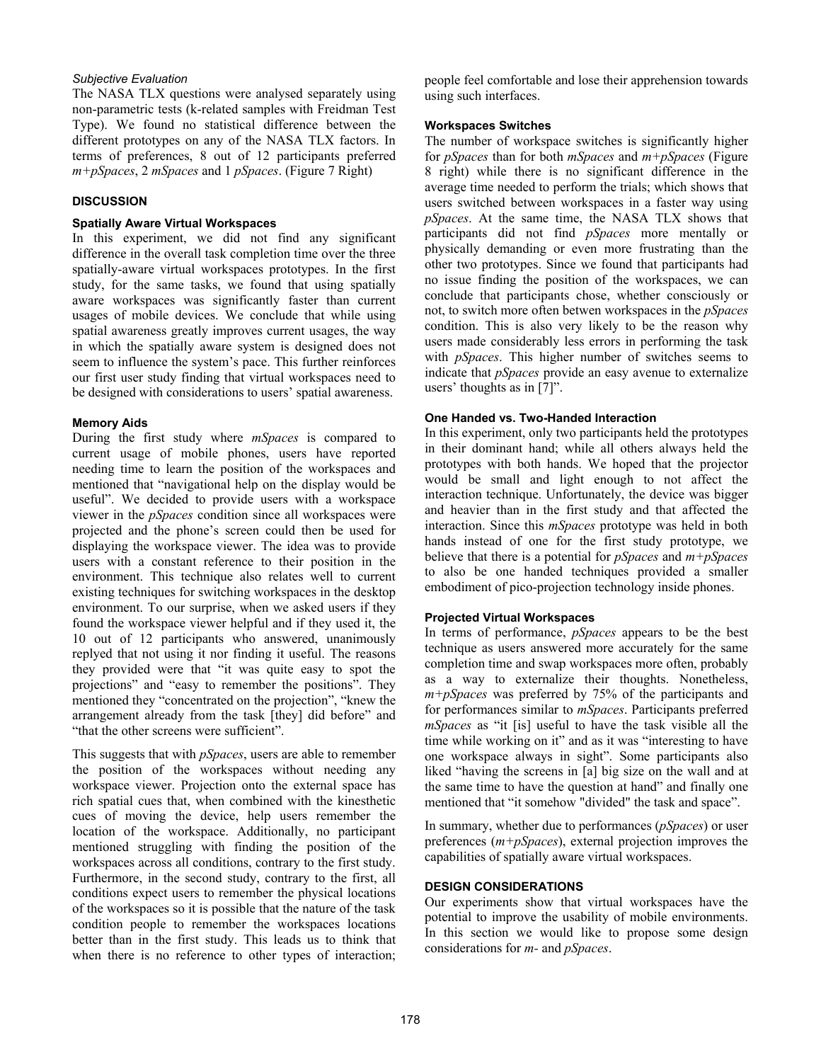*Subjective Evaluation*

The NASA TLX questions were analysed separately using non-parametric tests (k-related samples with Freidman Test Type). We found no statistical difference between the different prototypes on any of the NASA TLX factors. In terms of preferences, 8 out of 12 participants preferred *m+pSpaces*, 2 *mSpaces* and 1 *pSpaces*. (Figure 7 Right)

## DISCUSSION

### Spatially Aware Virtual Workspaces

In this experiment, we did not find any significant difference in the overall task completion time over the three spatially-aware virtual workspaces prototypes. In the first study, for the same tasks, we found that using spatially aware workspaces was significantly faster than current usages of mobile devices. We conclude that while using spatial awareness greatly improves current usages, the way in which the spatially aware system is designed does not seem to influence the system's pace. This further reinforces our first user study finding that virtual workspaces need to be designed with considerations to users' spatial awareness.

### Memory Aids

During the first study where *mSpaces* is compared to current usage of mobile phones, users have reported needing time to learn the position of the workspaces and mentioned that "navigational help on the display would be useful". We decided to provide users with a workspace viewer in the *pSpaces* condition since all workspaces were projected and the phone's screen could then be used for displaying the workspace viewer. The idea was to provide users with a constant reference to their position in the environment. This technique also relates well to current existing techniques for switching workspaces in the desktop environment. To our surprise, when we asked users if they found the workspace viewer helpful and if they used it, the 10 out of 12 participants who answered, unanimously replyed that not using it nor finding it useful. The reasons they provided were that "it was quite easy to spot the projections" and "easy to remember the positions". They mentioned they "concentrated on the projection", "knew the arrangement already from the task [they] did before" and "that the other screens were sufficient".

This suggests that with *pSpaces*, users are able to remember the position of the workspaces without needing any workspace viewer. Projection onto the external space has rich spatial cues that, when combined with the kinesthetic cues of moving the device, help users remember the location of the workspace. Additionally, no participant mentioned struggling with finding the position of the workspaces across all conditions, contrary to the first study. Furthermore, in the second study, contrary to the first, all conditions expect users to remember the physical locations of the workspaces so it is possible that the nature of the task condition people to remember the workspaces locations better than in the first study. This leads us to think that when there is no reference to other types of interaction; people feel comfortable and lose their apprehension towards using such interfaces.

### Workspaces Switches

The number of workspace switches is significantly higher for *pSpaces* than for both *mSpaces* and *m+pSpaces* (Figure 8 right) while there is no significant difference in the average time needed to perform the trials; which shows that users switched between workspaces in a faster way using *pSpaces*. At the same time, the NASA TLX shows that participants did not find *pSpaces* more mentally or physically demanding or even more frustrating than the other two prototypes. Since we found that participants had no issue finding the position of the workspaces, we can conclude that participants chose, whether consciously or not, to switch more often betwen workspaces in the *pSpaces* condition. This is also very likely to be the reason why users made considerably less errors in performing the task with *pSpaces*. This higher number of switches seems to indicate that *pSpaces* provide an easy avenue to externalize users' thoughts as in [7]".

### One Handed vs. Two-Handed Interaction

In this experiment, only two participants held the prototypes in their dominant hand; while all others always held the prototypes with both hands. We hoped that the projector would be small and light enough to not affect the interaction technique. Unfortunately, the device was bigger and heavier than in the first study and that affected the interaction. Since this *mSpaces* prototype was held in both hands instead of one for the first study prototype, we believe that there is a potential for *pSpaces* and *m+pSpaces* to also be one handed techniques provided a smaller embodiment of pico-projection technology inside phones.

### Projected Virtual Workspaces

In terms of performance, *pSpaces* appears to be the best technique as users answered more accurately for the same completion time and swap workspaces more often, probably as a way to externalize their thoughts. Nonetheless, *m+pSpaces* was preferred by 75% of the participants and for performances similar to *mSpaces*. Participants preferred *mSpaces* as "it [is] useful to have the task visible all the time while working on it" and as it was "interesting to have one workspace always in sight". Some participants also liked "having the screens in [a] big size on the wall and at the same time to have the question at hand" and finally one mentioned that "it somehow "divided" the task and space".

In summary, whether due to performances (*pSpaces*) or user preferences (*m+pSpaces*), external projection improves the capabilities of spatially aware virtual workspaces.

## DESIGN CONSIDERATIONS

Our experiments show that virtual workspaces have the potential to improve the usability of mobile environments. In this section we would like to propose some design considerations for *m-* and *pSpaces*.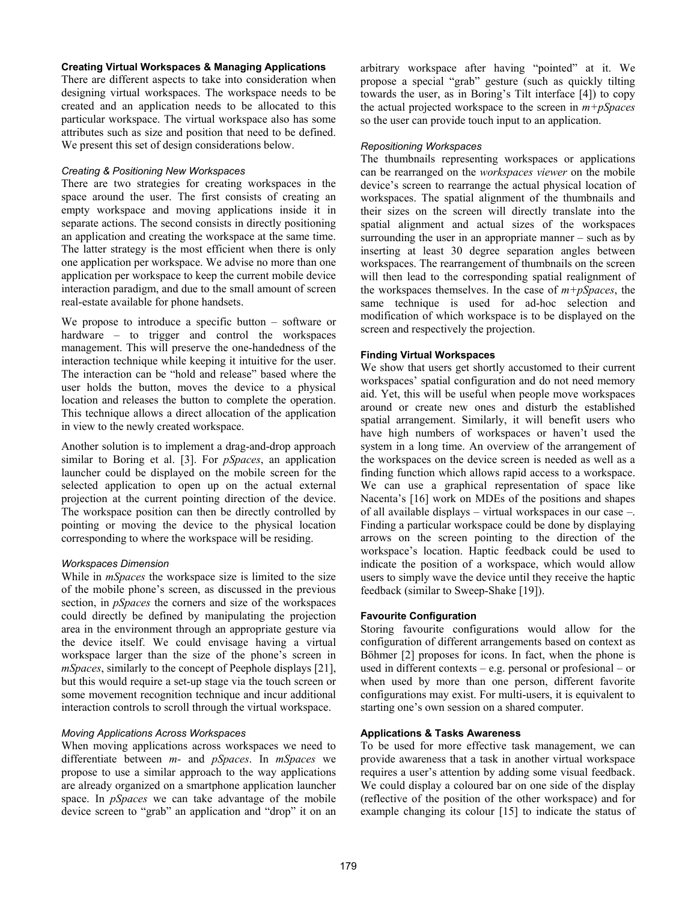### Creating Virtual Workspaces & Managing Applications

There are different aspects to take into consideration when designing virtual workspaces. The workspace needs to be created and an application needs to be allocated to this particular workspace. The virtual workspace also has some attributes such as size and position that need to be defined. We present this set of design considerations below.

#### *Creating & Positioning New Workspaces*

There are two strategies for creating workspaces in the space around the user. The first consists of creating an empty workspace and moving applications inside it in separate actions. The second consists in directly positioning an application and creating the workspace at the same time. The latter strategy is the most efficient when there is only one application per workspace. We advise no more than one application per workspace to keep the current mobile device interaction paradigm, and due to the small amount of screen real-estate available for phone handsets.

We propose to introduce a specific button – software or hardware – to trigger and control the workspaces management. This will preserve the one-handedness of the interaction technique while keeping it intuitive for the user. The interaction can be "hold and release" based where the user holds the button, moves the device to a physical location and releases the button to complete the operation. This technique allows a direct allocation of the application in view to the newly created workspace.

Another solution is to implement a drag-and-drop approach similar to Boring et al. [3]. For *pSpaces*, an application launcher could be displayed on the mobile screen for the selected application to open up on the actual external projection at the current pointing direction of the device. The workspace position can then be directly controlled by pointing or moving the device to the physical location corresponding to where the workspace will be residing.

#### *Workspaces Dimension*

While in *mSpaces* the workspace size is limited to the size of the mobile phone's screen, as discussed in the previous section, in *pSpaces* the corners and size of the workspaces could directly be defined by manipulating the projection area in the environment through an appropriate gesture via the device itself. We could envisage having a virtual workspace larger than the size of the phone's screen in *mSpaces*, similarly to the concept of Peephole displays [21], but this would require a set-up stage via the touch screen or some movement recognition technique and incur additional interaction controls to scroll through the virtual workspace.

#### *Moving Applications Across Workspaces*

When moving applications across workspaces we need to differentiate between *m-* and *pSpaces*. In *mSpaces* we propose to use a similar approach to the way applications are already organized on a smartphone application launcher space. In *pSpaces* we can take advantage of the mobile device screen to "grab" an application and "drop" it on an arbitrary workspace after having "pointed" at it. We propose a special "grab" gesture (such as quickly tilting towards the user, as in Boring's Tilt interface [4]) to copy the actual projected workspace to the screen in *m+pSpaces* so the user can provide touch input to an application.

#### *Repositioning Workspaces*

The thumbnails representing workspaces or applications can be rearranged on the *workspaces viewer* on the mobile device's screen to rearrange the actual physical location of workspaces. The spatial alignment of the thumbnails and their sizes on the screen will directly translate into the spatial alignment and actual sizes of the workspaces surrounding the user in an appropriate manner – such as by inserting at least 30 degree separation angles between workspaces. The rearrangement of thumbnails on the screen will then lead to the corresponding spatial realignment of the workspaces themselves. In the case of *m+pSpaces*, the same technique is used for ad-hoc selection and modification of which workspace is to be displayed on the screen and respectively the projection.

### Finding Virtual Workspaces

We show that users get shortly accustomed to their current workspaces' spatial configuration and do not need memory aid. Yet, this will be useful when people move workspaces around or create new ones and disturb the established spatial arrangement. Similarly, it will benefit users who have high numbers of workspaces or haven't used the system in a long time. An overview of the arrangement of the workspaces on the device screen is needed as well as a finding function which allows rapid access to a workspace. We can use a graphical representation of space like Nacenta's [16] work on MDEs of the positions and shapes of all available displays – virtual workspaces in our case –. Finding a particular workspace could be done by displaying arrows on the screen pointing to the direction of the workspace's location. Haptic feedback could be used to indicate the position of a workspace, which would allow users to simply wave the device until they receive the haptic feedback (similar to Sweep-Shake [19]).

### Favourite Configuration

Storing favourite configurations would allow for the configuration of different arrangements based on context as Böhmer [2] proposes for icons. In fact, when the phone is used in different contexts – e.g. personal or profesional – or when used by more than one person, different favorite configurations may exist. For multi-users, it is equivalent to starting one's own session on a shared computer.

### Applications & Tasks Awareness

To be used for more effective task management, we can provide awareness that a task in another virtual workspace requires a user's attention by adding some visual feedback. We could display a coloured bar on one side of the display (reflective of the position of the other workspace) and for example changing its colour [15] to indicate the status of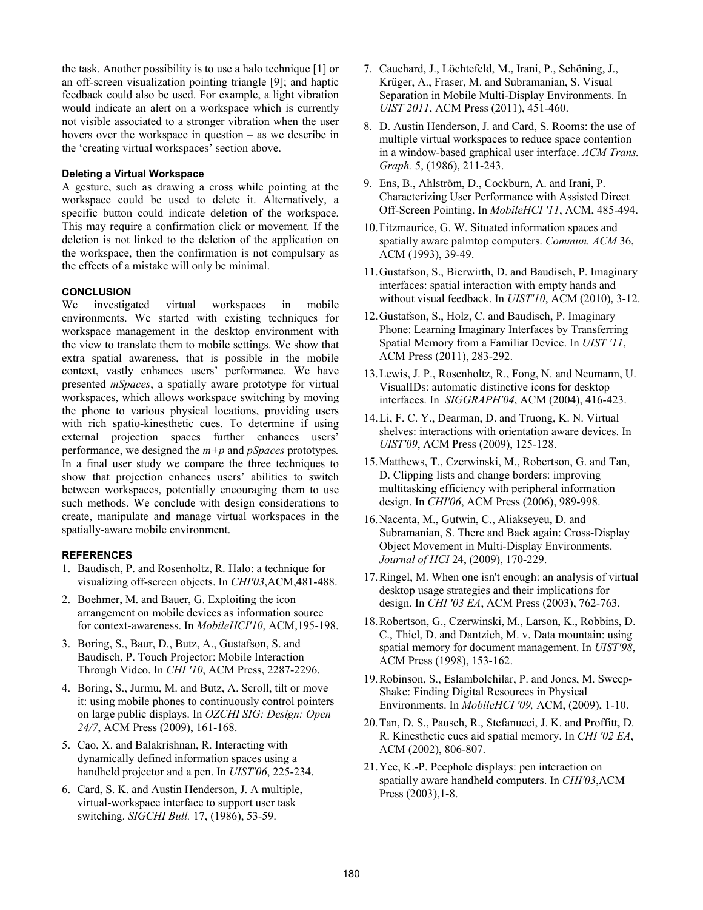the task. Another possibility is to use a halo technique [1] or an off-screen visualization pointing triangle [9]; and haptic feedback could also be used. For example, a light vibration would indicate an alert on a workspace which is currently not visible associated to a stronger vibration when the user hovers over the workspace in question – as we describe in the 'creating virtual workspaces' section above.

#### Deleting a Virtual Workspace

A gesture, such as drawing a cross while pointing at the workspace could be used to delete it. Alternatively, a specific button could indicate deletion of the workspace. This may require a confirmation click or movement. If the deletion is not linked to the deletion of the application on the workspace, then the confirmation is not compulsary as the effects of a mistake will only be minimal.

## CONCLUSION

We investigated virtual workspaces in mobile environments. We started with existing techniques for workspace management in the desktop environment with the view to translate them to mobile settings. We show that extra spatial awareness, that is possible in the mobile context, vastly enhances users' performance. We have presented *mSpaces*, a spatially aware prototype for virtual workspaces, which allows workspace switching by moving the phone to various physical locations, providing users with rich spatio-kinesthetic cues. To determine if using external projection spaces further enhances users' performance, we designed the *m+p* and *pSpaces* prototypes*.* In a final user study we compare the three techniques to show that projection enhances users' abilities to switch between workspaces, potentially encouraging them to use such methods. We conclude with design considerations to create, manipulate and manage virtual workspaces in the spatially-aware mobile environment.

## REFERENCES

1. Baudisch, P. and Rosenholtz, R. Halo: a technique for visualizing off-screen objects. In *CHI'03*,ACM,481-488.
2. Boehmer, M. and Bauer, G. Exploiting the icon arrangement on mobile devices as information source for context-awareness. In *MobileHCI'10*, ACM,195-198.
3. Boring, S., Baur, D., Butz, A., Gustafson, S. and Baudisch, P. Touch Projector: Mobile Interaction Through Video. In *CHI '10*, ACM Press, 2287-2296.
4. Boring, S., Jurmu, M. and Butz, A. Scroll, tilt or move it: using mobile phones to continuously control pointers on large public displays. In *OZCHI SIG: Design: Open 24/7*, ACM Press (2009), 161-168.
5. Cao, X. and Balakrishnan, R. Interacting with dynamically defined information spaces using a handheld projector and a pen. In *UIST'06*, 225-234.
6. Card, S. K. and Austin Henderson, J. A multiple, virtual-workspace interface to support user task switching. *SIGCHI Bull.* 17, (1986), 53-59.
7. Cauchard, J., Löchtefeld, M., Irani, P., Schöning, J., Krüger, A., Fraser, M. and Subramanian, S. Visual Separation in Mobile Multi-Display Environments. In *UIST 2011*, ACM Press (2011), 451-460.
8. D. Austin Henderson, J. and Card, S. Rooms: the use of multiple virtual workspaces to reduce space contention in a window-based graphical user interface. *ACM Trans. Graph.* 5, (1986), 211-243.
9. Ens, B., Ahlström, D., Cockburn, A. and Irani, P. Characterizing User Performance with Assisted Direct Off-Screen Pointing. In *MobileHCI '11*, ACM, 485-494.
10. Fitzmaurice, G. W. Situated information spaces and spatially aware palmtop computers. *Commun. ACM* 36, ACM (1993), 39-49.
11. Gustafson, S., Bierwirth, D. and Baudisch, P. Imaginary interfaces: spatial interaction with empty hands and without visual feedback. In *UIST'10*, ACM (2010), 3-12.
12. Gustafson, S., Holz, C. and Baudisch, P. Imaginary Phone: Learning Imaginary Interfaces by Transferring Spatial Memory from a Familiar Device. In *UIST '11*, ACM Press (2011), 283-292.
13. Lewis, J. P., Rosenholtz, R., Fong, N. and Neumann, U. VisualIDs: automatic distinctive icons for desktop interfaces. In *SIGGRAPH'04*, ACM (2004), 416-423.
14. Li, F. C. Y., Dearman, D. and Truong, K. N. Virtual shelves: interactions with orientation aware devices. In *UIST'09*, ACM Press (2009), 125-128.
15. Matthews, T., Czerwinski, M., Robertson, G. and Tan, D. Clipping lists and change borders: improving multitasking efficiency with peripheral information design. In *CHI'06*, ACM Press (2006), 989-998.
16. Nacenta, M., Gutwin, C., Aliakseyeu, D. and Subramanian, S. There and Back again: Cross-Display Object Movement in Multi-Display Environments. *Journal of HCI* 24, (2009), 170-229.
17. Ringel, M. When one isn't enough: an analysis of virtual desktop usage strategies and their implications for design. In *CHI '03 EA*, ACM Press (2003), 762-763.
18. Robertson, G., Czerwinski, M., Larson, K., Robbins, D. C., Thiel, D. and Dantzich, M. v. Data mountain: using spatial memory for document management. In *UIST'98*, ACM Press (1998), 153-162.
19. Robinson, S., Eslambolchilar, P. and Jones, M. Sweep-Shake: Finding Digital Resources in Physical Environments. In *MobileHCI '09,* ACM, (2009), 1-10.
20. Tan, D. S., Pausch, R., Stefanucci, J. K. and Proffitt, D. R. Kinesthetic cues aid spatial memory. In *CHI '02 EA*, ACM (2002), 806-807.
21. Yee, K.-P. Peephole displays: pen interaction on spatially aware handheld computers. In *CHI'03*,ACM Press (2003),1-8.